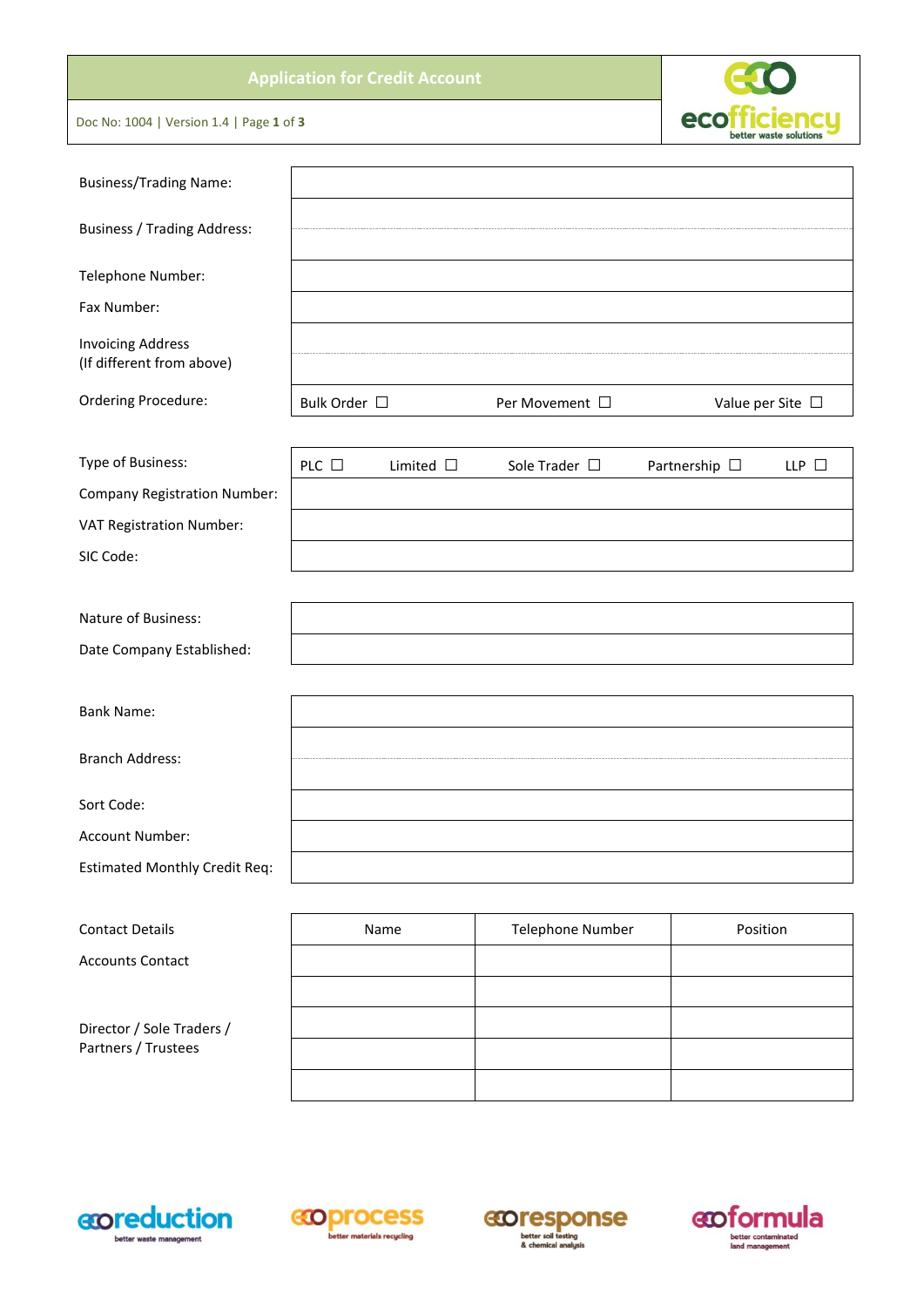# Application for Credit Account

Doc No: 1004 | Version 1.4

| | |
|---|---|
| Business/Trading Name: | |
| Business / Trading Address: | |
| Telephone Number: | |
| Fax Number: | |
| Invoicing Address (If different from above) | |
| Ordering Procedure: | Bulk Order ☐ Per Movement ☐ Value per Site ☐ |

| | |
|---|---|
| Type of Business: | PLC ☐ Limited ☐ Sole Trader ☐ Partnership ☐ LLP ☐ |
| Company Registration Number: | |
| VAT Registration Number: | |
| SIC Code: | |

| | |
|---|---|
| Nature of Business: | |
| Date Company Established: | |

| | |
|---|---|
| Bank Name: | |
| Branch Address: | |
| Sort Code: | |
| Account Number: | |
| Estimated Monthly Credit Req: | |

| Contact Details | Name | Telephone Number | Position |
|---|---|---|---|
| Accounts Contact | | | |
| | | | |
| Director / Sole Traders / Partners / Trustees | | | |
| | | | |
| | | | |

ecoreduction – better waste management | ecoprocess – better materials recycling | ecoresponse – better soil testing & chemical analysis | ecoformula – better contaminated land management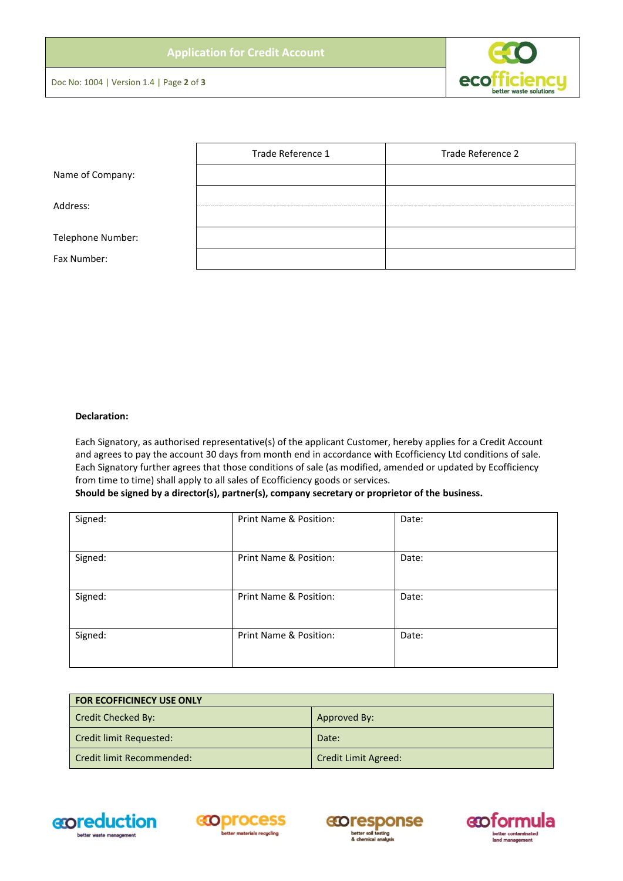| | Trade Reference 1 | Trade Reference 2 |
|---|---|---|
| Name of Company: | | |
| Address: | | |
| Telephone Number: | | |
| Fax Number: | | |

**Declaration:**

Each Signatory, as authorised representative(s) of the applicant Customer, hereby applies for a Credit Account and agrees to pay the account 30 days from month end in accordance with Ecofficiency Ltd conditions of sale. Each Signatory further agrees that those conditions of sale (as modified, amended or updated by Ecofficiency from time to time) shall apply to all sales of Ecofficiency goods or services.

**Should be signed by a director(s), partner(s), company secretary or proprietor of the business.**

| Signed: | Print Name & Position: | Date: |
|---|---|---|
| Signed: | Print Name & Position: | Date: |
| Signed: | Print Name & Position: | Date: |
| Signed: | Print Name & Position: | Date: |

| **FOR ECOFFICINECY USE ONLY** | |
|---|---|
| Credit Checked By: | Approved By: |
| Credit limit Requested: | Date: |
| Credit limit Recommended: | Credit Limit Agreed: |

ecoreduction better waste management | ecoprocess better materials recycling | ecoresponse better soil testing & chemical analysis | ecoformula better contaminated land management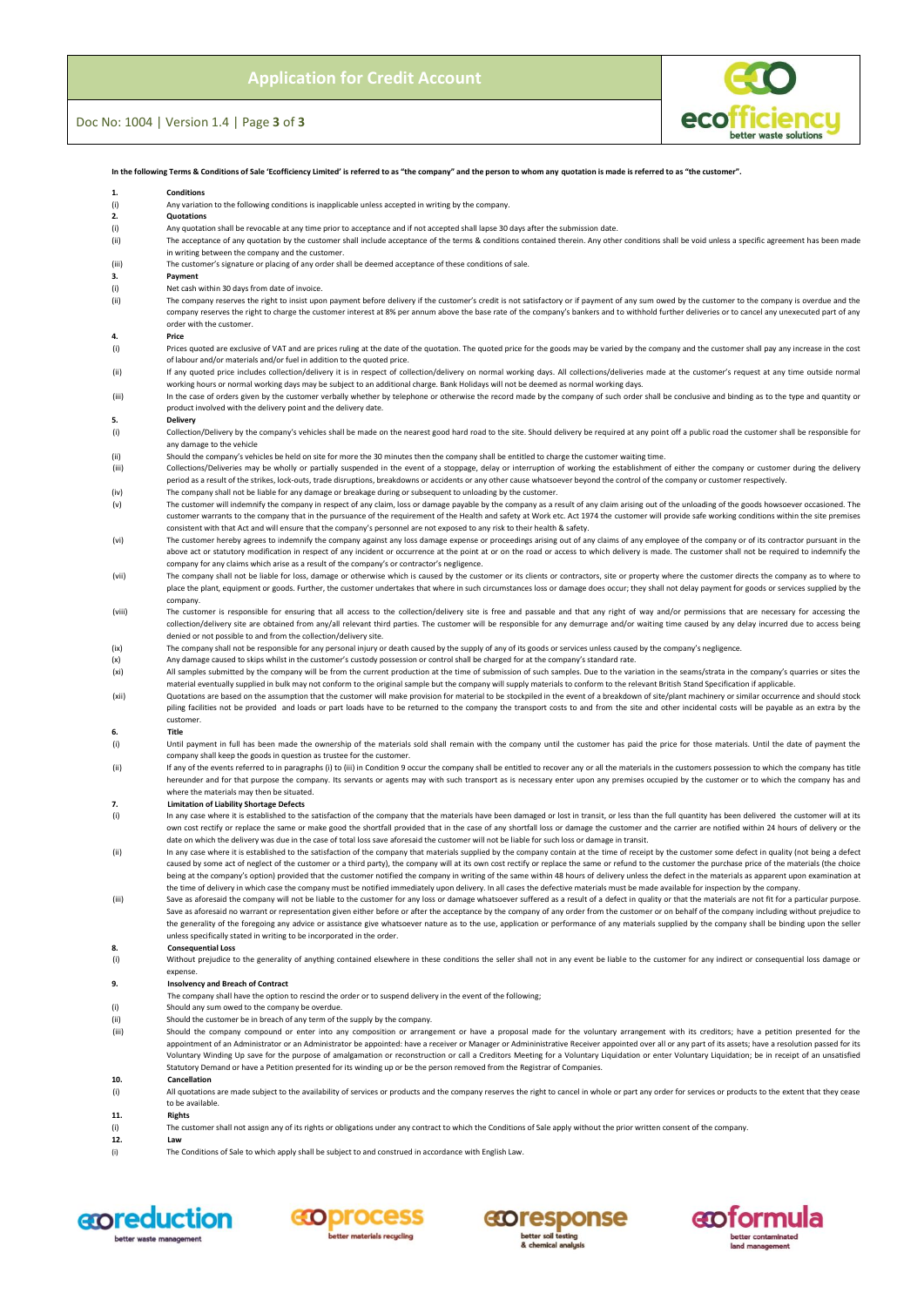# Application for Credit Account

**In the following Terms & Conditions of Sale 'Ecofficiency Limited' is referred to as "the company" and the person to whom any quotation is made is referred to as "the customer".**

**1. Conditions**

(i) Any variation to the following conditions is inapplicable unless accepted in writing by the company.

**2. Quotations**

(i) Any quotation shall be revocable at any time prior to acceptance and if not accepted shall lapse 30 days after the submission date.

(ii) The acceptance of any quotation by the customer shall include acceptance of the terms & conditions contained therein. Any other conditions shall be void unless a specific agreement has been made in writing between the company and the customer.

(iii) The customer's signature or placing of any order shall be deemed acceptance of these conditions of sale.

**3. Payment**

(i) Net cash within 30 days from date of invoice.

(ii) The company reserves the right to insist upon payment before delivery if the customer's credit is not satisfactory or if payment of any sum owed by the customer to the company is overdue and the company reserves the right to charge the customer interest at 8% per annum above the base rate of the company's bankers and to withhold further deliveries or to cancel any unexecuted part of any order with the customer.

**4. Price**

(i) Prices quoted are exclusive of VAT and are prices ruling at the date of the quotation. The quoted price for the goods may be varied by the company and the customer shall pay any increase in the cost of labour and/or materials and/or fuel in addition to the quoted price.

(ii) If any quoted price includes collection/delivery it is in respect of collection/delivery on normal working days. All collections/deliveries made at the customer's request at any time outside normal working hours or normal working days may be subject to an additional charge. Bank Holidays will not be deemed as normal working days.

(iii) In the case of orders given by the customer verbally whether by telephone or otherwise the record made by the company of such order shall be conclusive and binding as to the type and quantity or product involved with the delivery point and the delivery date.

**5. Delivery**

(i) Collection/Delivery by the company's vehicles shall be made on the nearest good hard road to the site. Should delivery be required at any point off a public road the customer shall be responsible for any damage to the vehicle

(ii) Should the company's vehicles be held on site for more the 30 minutes then the company shall be entitled to charge the customer waiting time.

(iii) Collections/Deliveries may be wholly or partially suspended in the event of a stoppage, delay or interruption of working the establishment of either the company or customer during the delivery period as a result of the strikes, lock-outs, trade disruptions, breakdowns or accidents or any other cause whatsoever beyond the control of the company or customer respectively.

(iv) The company shall not be liable for any damage or breakage during or subsequent to unloading by the customer.

(v) The customer will indemnify the company in respect of any claim, loss or damage payable by the company as a result of any claim arising out of the unloading of the goods howsoever occasioned. The customer warrants to the company that in the pursuance of the requirement of the Health and safety at Work etc. Act 1974 the customer will provide safe working conditions within the site premises consistent with that Act and will ensure that the company's personnel are not exposed to any risk to their health & safety.

(vi) The customer hereby agrees to indemnify the company against any loss damage expense or proceedings arising out of any claims of any employee of the company or of its contractor pursuant in the above act or statutory modification in respect of any incident or occurrence at the point at or on the road or access to which delivery is made. The customer shall not be required to indemnify the company for any claims which arise as a result of the company's or contractor's negligence.

(vii) The company shall not be liable for loss, damage or otherwise which is caused by the customer or its clients or contractors, site or property where the customer directs the company as to where to place the plant, equipment or goods. Further, the customer undertakes that where in such circumstances loss or damage does occur; they shall not delay payment for goods or services supplied by the company.

(viii) The customer is responsible for ensuring that all access to the collection/delivery site is free and passable and that any right of way and/or permissions that are necessary for accessing the collection/delivery site are obtained from any/all relevant third parties. The customer will be responsible for any demurrage and/or waiting time caused by any delay incurred due to access being denied or not possible to and from the collection/delivery site.

(ix) The company shall not be responsible for any personal injury or death caused by the supply of any of its goods or services unless caused by the company's negligence.

(x) Any damage caused to skips whilst in the customer's custody possession or control shall be charged for at the company's standard rate.

(xi) All samples submitted by the company will be from the current production at the time of submission of such samples. Due to the variation in the seams/strata in the company's quarries or sites the material eventually supplied in bulk may not conform to the original sample but the company will supply materials to conform to the relevant British Stand Specification if applicable.

(xii) Quotations are based on the assumption that the customer will make provision for material to be stockpiled in the event of a breakdown of site/plant machinery or similar occurrence and should stock piling facilities not be provided and loads or part loads have to be returned to the company the transport costs to and from the site and other incidental costs will be payable as an extra by the customer.

**6. Title**

(i) Until payment in full has been made the ownership of the materials sold shall remain with the company until the customer has paid the price for those materials. Until the date of payment the company shall keep the goods in question as trustee for the customer.

(ii) If any of the events referred to in paragraphs (i) to (iii) in Condition 9 occur the company shall be entitled to recover any or all the materials in the customers possession to which the company has title hereunder and for that purpose the company. Its servants or agents may with such transport as is necessary enter upon any premises occupied by the customer or to which the company has and where the materials may then be situated.

**7. Limitation of Liability Shortage Defects**

(i) In any case where it is established to the satisfaction of the company that the materials have been damaged or lost in transit, or less than the full quantity has been delivered the customer will at its own cost rectify or replace the same or make good the shortfall provided that in the case of any shortfall loss or damage the customer and the carrier are notified within 24 hours of delivery or the date on which the delivery was due in the case of total loss save aforesaid the customer will not be liable for such loss or damage in transit.

(ii) In any case where it is established to the satisfaction of the company that materials supplied by the company contain at the time of receipt by the customer some defect in quality (not being a defect caused by some act of neglect of the customer or a third party), the company will at its own cost rectify or replace the same or refund to the customer the purchase price of the materials (the choice being at the company's option) provided that the customer notified the company in writing of the same within 48 hours of delivery unless the defect in the materials as apparent upon examination at the time of delivery in which case the company must be notified immediately upon delivery. In all cases the defective materials must be made available for inspection by the company.

(iii) Save as aforesaid the company will not be liable to the customer for any loss or damage whatsoever suffered as a result of a defect in quality or that the materials are not fit for a particular purpose. Save as aforesaid no warrant or representation given either before or after the acceptance by the company of any order from the customer or on behalf of the company including without prejudice to the generality of the foregoing any advice or assistance give whatsoever nature as to the use, application or performance of any materials supplied by the company shall be binding upon the seller unless specifically stated in writing to be incorporated in the order.

**8. Consequential Loss**

(i) Without prejudice to the generality of anything contained elsewhere in these conditions the seller shall not in any event be liable to the customer for any indirect or consequential loss damage or expense.

**9. Insolvency and Breach of Contract**

The company shall have the option to rescind the order or to suspend delivery in the event of the following;

(i) Should any sum owed to the company be overdue.

(ii) Should the customer be in breach of any term of the supply by the company.

(iii) Should the company compound or enter into any composition or arrangement or have a proposal made for the voluntary arrangement with its creditors; have a petition presented for the appointment of an Administrator or an Administrator be appointed: have a receiver or Manager or Admininistrative Receiver appointed over all or any part of its assets; have a resolution passed for its Voluntary Winding Up save for the purpose of amalgamation or reconstruction or call a Creditors Meeting for a Voluntary Liquidation or enter Voluntary Liquidation; be in receipt of an unsatisfied Statutory Demand or have a Petition presented for its winding up or be the person removed from the Registrar of Companies.

**10. Cancellation**

(i) All quotations are made subject to the availability of services or products and the company reserves the right to cancel in whole or part any order for services or products to the extent that they cease to be available.

**11. Rights**

(i) The customer shall not assign any of its rights or obligations under any contract to which the Conditions of Sale apply without the prior written consent of the company.

**12. Law**

(i) The Conditions of Sale to which apply shall be subject to and construed in accordance with English Law.